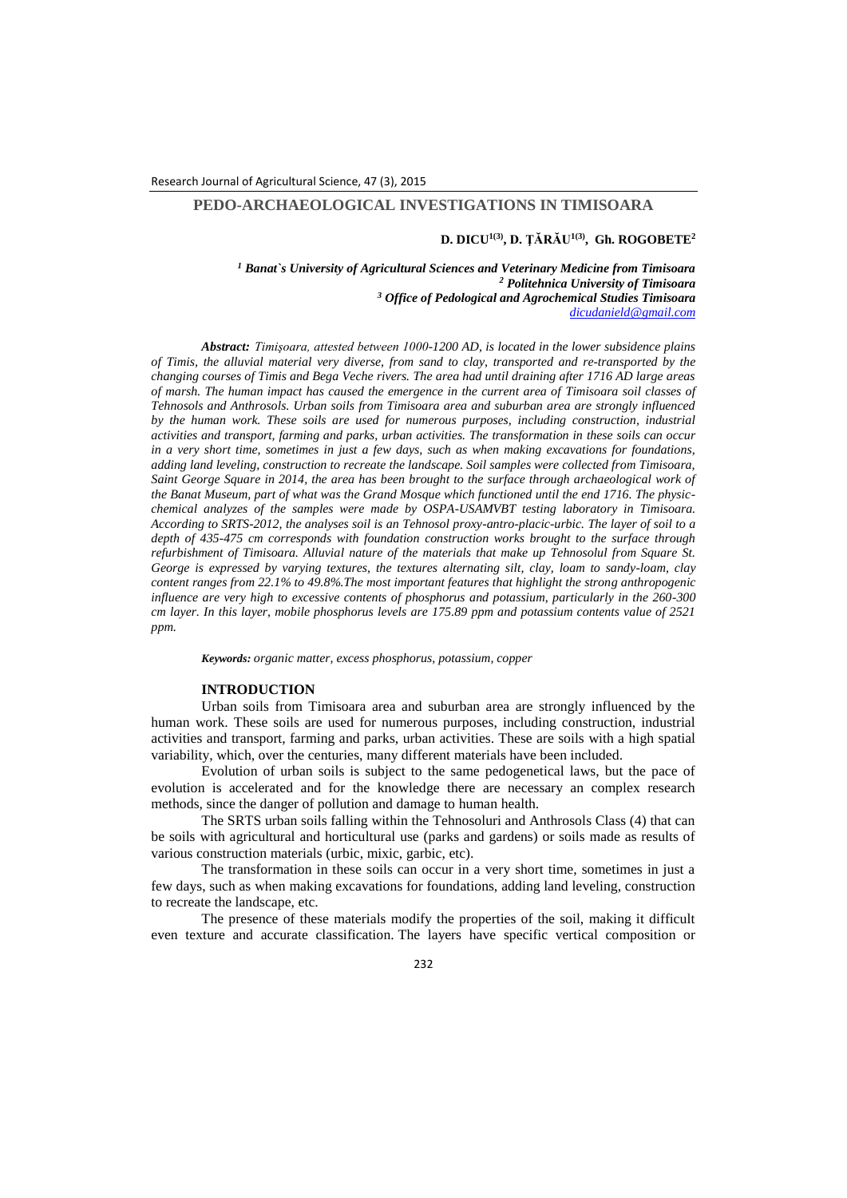# PEDO-ARCHAEOLOGICAL INVESTIGATIONS IN TIMISOARA

**D. DICU[1(3)], D. ŢĂRĂU[1(3)], Gh. ROGOBETE[2]**

*[1] Banat`s University of Agricultural Sciences and Veterinary Medicine from Timisoara*
*[2] Politehnica University of Timisoara*
*[3] Office of Pedological and Agrochemical Studies Timisoara*
*dicudanield@gmail.com*

***Abstract:*** *Timişoara, attested between 1000-1200 AD, is located in the lower subsidence plains of Timis, the alluvial material very diverse, from sand to clay, transported and re-transported by the changing courses of Timis and Bega Veche rivers. The area had until draining after 1716 AD large areas of marsh. The human impact has caused the emergence in the current area of Timisoara soil classes of Tehnosols and Anthrosols. Urban soils from Timisoara area and suburban area are strongly influenced by the human work. These soils are used for numerous purposes, including construction, industrial activities and transport, farming and parks, urban activities. The transformation in these soils can occur in a very short time, sometimes in just a few days, such as when making excavations for foundations, adding land leveling, construction to recreate the landscape. Soil samples were collected from Timisoara, Saint George Square in 2014, the area has been brought to the surface through archaeological work of the Banat Museum, part of what was the Grand Mosque which functioned until the end 1716. The physic-chemical analyzes of the samples were made by OSPA-USAMVBT testing laboratory in Timisoara. According to SRTS-2012, the analyses soil is an Tehnosol proxy-antro-placic-urbic. The layer of soil to a depth of 435-475 cm corresponds with foundation construction works brought to the surface through refurbishment of Timisoara. Alluvial nature of the materials that make up Tehnosolul from Square St. George is expressed by varying textures, the textures alternating silt, clay, loam to sandy-loam, clay content ranges from 22.1% to 49.8%.The most important features that highlight the strong anthropogenic influence are very high to excessive contents of phosphorus and potassium, particularly in the 260-300 cm layer. In this layer, mobile phosphorus levels are 175.89 ppm and potassium contents value of 2521 ppm.*

***Keywords:*** *organic matter, excess phosphorus, potassium, copper*

## INTRODUCTION

Urban soils from Timisoara area and suburban area are strongly influenced by the human work. These soils are used for numerous purposes, including construction, industrial activities and transport, farming and parks, urban activities. These are soils with a high spatial variability, which, over the centuries, many different materials have been included.

Evolution of urban soils is subject to the same pedogenetical laws, but the pace of evolution is accelerated and for the knowledge there are necessary an complex research methods, since the danger of pollution and damage to human health.

The SRTS urban soils falling within the Tehnosoluri and Anthrosols Class (4) that can be soils with agricultural and horticultural use (parks and gardens) or soils made as results of various construction materials (urbic, mixic, garbic, etc).

The transformation in these soils can occur in a very short time, sometimes in just a few days, such as when making excavations for foundations, adding land leveling, construction to recreate the landscape, etc.

The presence of these materials modify the properties of the soil, making it difficult even texture and accurate classification. The layers have specific vertical composition or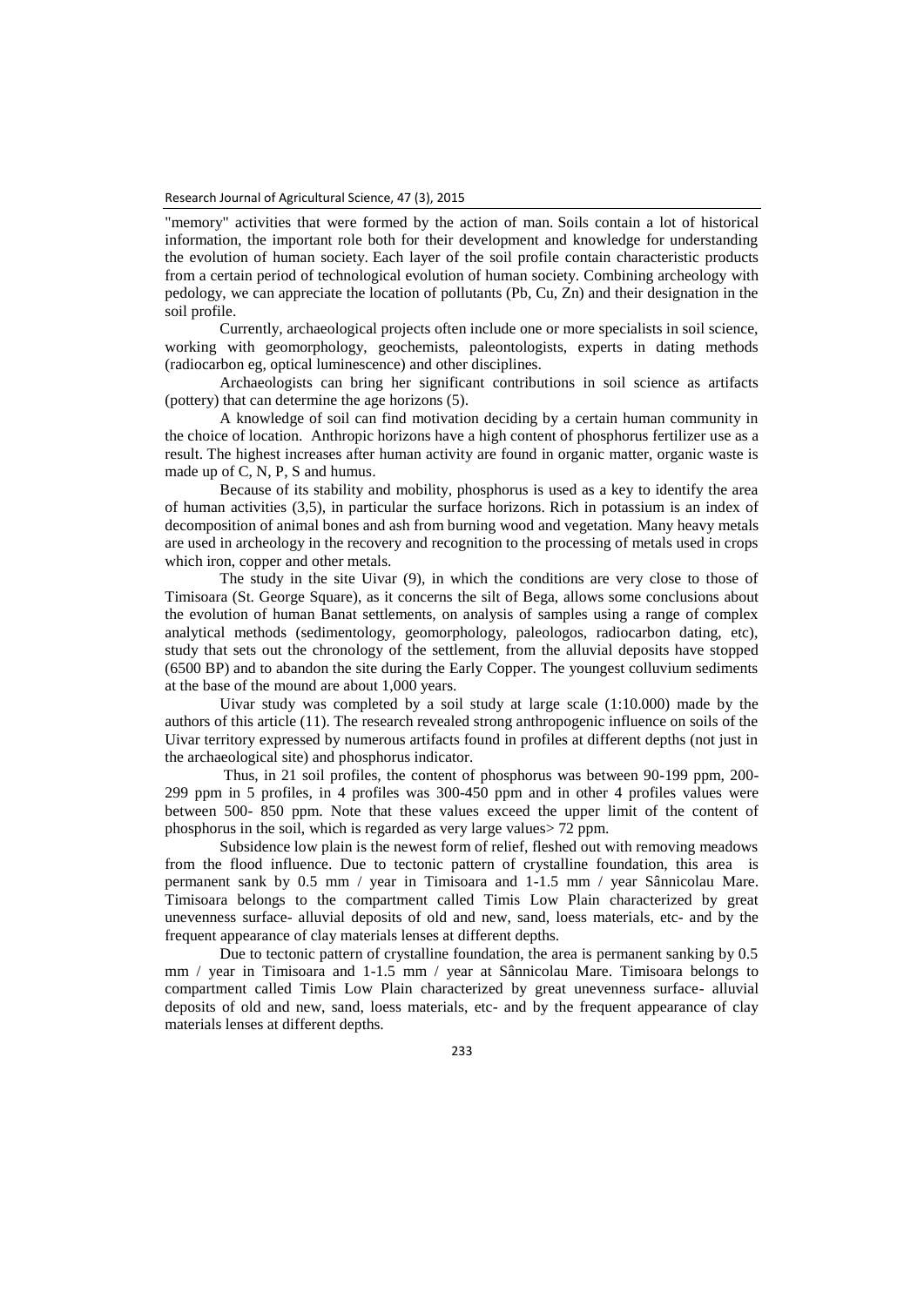"memory" activities that were formed by the action of man. Soils contain a lot of historical information, the important role both for their development and knowledge for understanding the evolution of human society. Each layer of the soil profile contain characteristic products from a certain period of technological evolution of human society. Combining archeology with pedology, we can appreciate the location of pollutants (Pb, Cu, Zn) and their designation in the soil profile.

Currently, archaeological projects often include one or more specialists in soil science, working with geomorphology, geochemists, paleontologists, experts in dating methods (radiocarbon eg, optical luminescence) and other disciplines.

Archaeologists can bring her significant contributions in soil science as artifacts (pottery) that can determine the age horizons (5).

A knowledge of soil can find motivation deciding by a certain human community in the choice of location. Anthropic horizons have a high content of phosphorus fertilizer use as a result. The highest increases after human activity are found in organic matter, organic waste is made up of C, N, P, S and humus.

Because of its stability and mobility, phosphorus is used as a key to identify the area of human activities (3,5), in particular the surface horizons. Rich in potassium is an index of decomposition of animal bones and ash from burning wood and vegetation. Many heavy metals are used in archeology in the recovery and recognition to the processing of metals used in crops which iron, copper and other metals.

The study in the site Uivar (9), in which the conditions are very close to those of Timisoara (St. George Square), as it concerns the silt of Bega, allows some conclusions about the evolution of human Banat settlements, on analysis of samples using a range of complex analytical methods (sedimentology, geomorphology, paleologos, radiocarbon dating, etc), study that sets out the chronology of the settlement, from the alluvial deposits have stopped (6500 BP) and to abandon the site during the Early Copper. The youngest colluvium sediments at the base of the mound are about 1,000 years.

Uivar study was completed by a soil study at large scale (1:10.000) made by the authors of this article (11). The research revealed strong anthropogenic influence on soils of the Uivar territory expressed by numerous artifacts found in profiles at different depths (not just in the archaeological site) and phosphorus indicator.

Thus, in 21 soil profiles, the content of phosphorus was between 90-199 ppm, 200-299 ppm in 5 profiles, in 4 profiles was 300-450 ppm and in other 4 profiles values were between 500- 850 ppm. Note that these values exceed the upper limit of the content of phosphorus in the soil, which is regarded as very large values> 72 ppm.

Subsidence low plain is the newest form of relief, fleshed out with removing meadows from the flood influence. Due to tectonic pattern of crystalline foundation, this area is permanent sank by 0.5 mm / year in Timisoara and 1-1.5 mm / year Sânnicolau Mare. Timisoara belongs to the compartment called Timis Low Plain characterized by great unevenness surface- alluvial deposits of old and new, sand, loess materials, etc- and by the frequent appearance of clay materials lenses at different depths.

Due to tectonic pattern of crystalline foundation, the area is permanent sanking by 0.5 mm / year in Timisoara and 1-1.5 mm / year at Sânnicolau Mare. Timisoara belongs to compartment called Timis Low Plain characterized by great unevenness surface- alluvial deposits of old and new, sand, loess materials, etc- and by the frequent appearance of clay materials lenses at different depths.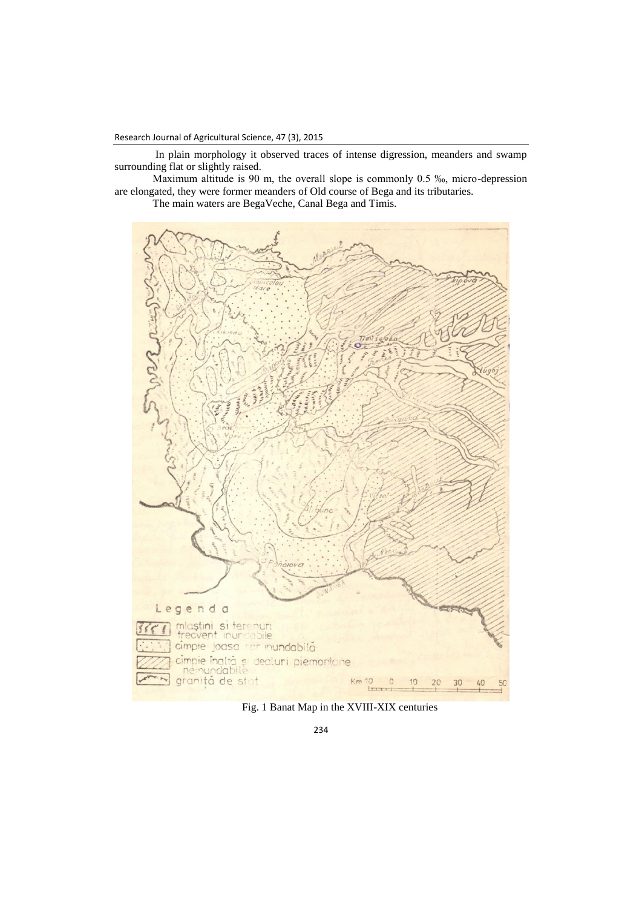In plain morphology it observed traces of intense digression, meanders and swamp surrounding flat or slightly raised.

Maximum altitude is 90 m, the overall slope is commonly 0.5 ‰, micro-depression are elongated, they were former meanders of Old course of Bega and its tributaries.

The main waters are BegaVeche, Canal Bega and Timis.

Fig. 1 Banat Map in the XVIII-XIX centuries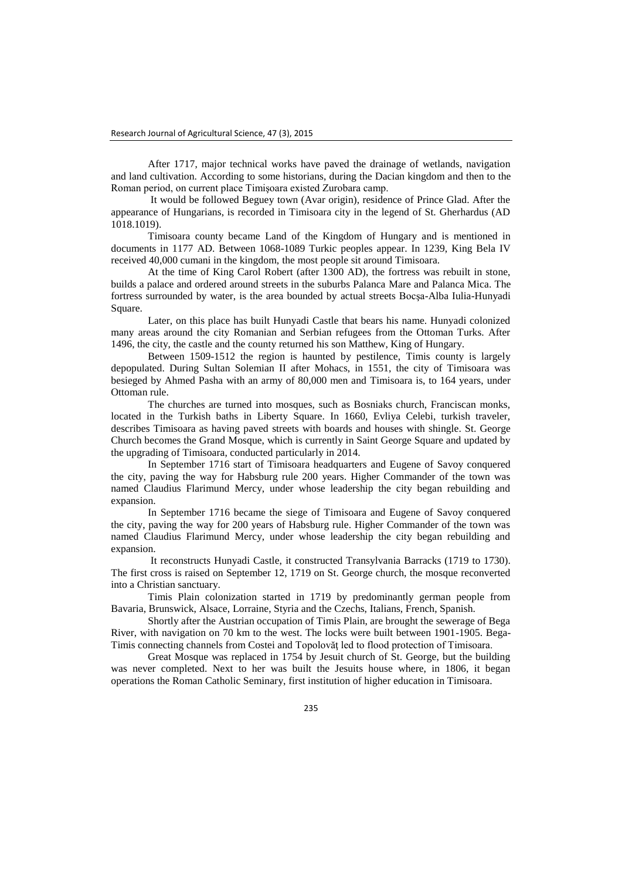After 1717, major technical works have paved the drainage of wetlands, navigation and land cultivation. According to some historians, during the Dacian kingdom and then to the Roman period, on current place Timişoara existed Zurobara camp.

It would be followed Beguey town (Avar origin), residence of Prince Glad. After the appearance of Hungarians, is recorded in Timisoara city in the legend of St. Gherhardus (AD 1018.1019).

Timisoara county became Land of the Kingdom of Hungary and is mentioned in documents in 1177 AD. Between 1068-1089 Turkic peoples appear. In 1239, King Bela IV received 40,000 cumani in the kingdom, the most people sit around Timisoara.

At the time of King Carol Robert (after 1300 AD), the fortress was rebuilt in stone, builds a palace and ordered around streets in the suburbs Palanca Mare and Palanca Mica. The fortress surrounded by water, is the area bounded by actual streets Bocşa-Alba Iulia-Hunyadi Square.

Later, on this place has built Hunyadi Castle that bears his name. Hunyadi colonized many areas around the city Romanian and Serbian refugees from the Ottoman Turks. After 1496, the city, the castle and the county returned his son Matthew, King of Hungary.

Between 1509-1512 the region is haunted by pestilence, Timis county is largely depopulated. During Sultan Solemian II after Mohacs, in 1551, the city of Timisoara was besieged by Ahmed Pasha with an army of 80,000 men and Timisoara is, to 164 years, under Ottoman rule.

The churches are turned into mosques, such as Bosniaks church, Franciscan monks, located in the Turkish baths in Liberty Square. In 1660, Evliya Celebi, turkish traveler, describes Timisoara as having paved streets with boards and houses with shingle. St. George Church becomes the Grand Mosque, which is currently in Saint George Square and updated by the upgrading of Timisoara, conducted particularly in 2014.

In September 1716 start of Timisoara headquarters and Eugene of Savoy conquered the city, paving the way for Habsburg rule 200 years. Higher Commander of the town was named Claudius Flarimund Mercy, under whose leadership the city began rebuilding and expansion.

In September 1716 became the siege of Timisoara and Eugene of Savoy conquered the city, paving the way for 200 years of Habsburg rule. Higher Commander of the town was named Claudius Flarimund Mercy, under whose leadership the city began rebuilding and expansion.

It reconstructs Hunyadi Castle, it constructed Transylvania Barracks (1719 to 1730). The first cross is raised on September 12, 1719 on St. George church, the mosque reconverted into a Christian sanctuary.

Timis Plain colonization started in 1719 by predominantly german people from Bavaria, Brunswick, Alsace, Lorraine, Styria and the Czechs, Italians, French, Spanish.

Shortly after the Austrian occupation of Timis Plain, are brought the sewerage of Bega River, with navigation on 70 km to the west. The locks were built between 1901-1905. Bega-Timis connecting channels from Costei and Topolovăţ led to flood protection of Timisoara.

Great Mosque was replaced in 1754 by Jesuit church of St. George, but the building was never completed. Next to her was built the Jesuits house where, in 1806, it began operations the Roman Catholic Seminary, first institution of higher education in Timisoara.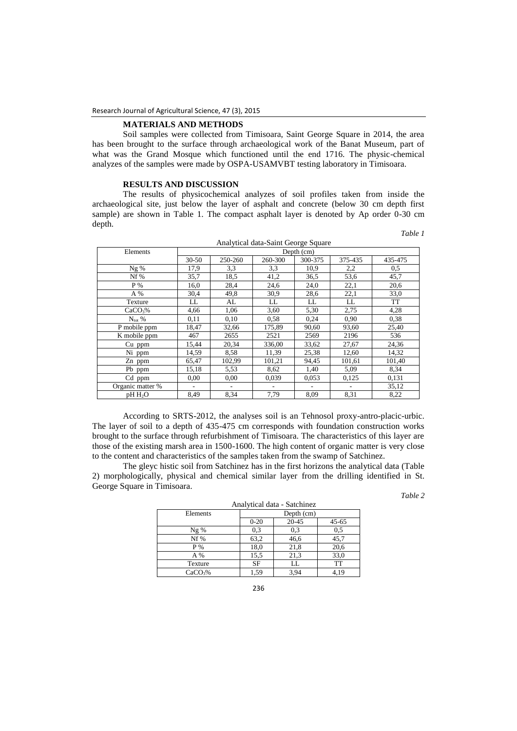## MATERIALS AND METHODS

Soil samples were collected from Timisoara, Saint George Square in 2014, the area has been brought to the surface through archaeological work of the Banat Museum, part of what was the Grand Mosque which functioned until the end 1716. The physic-chemical analyzes of the samples were made by OSPA-USAMVBT testing laboratory in Timisoara.

## RESULTS AND DISCUSSION

The results of physicochemical analyzes of soil profiles taken from inside the archaeological site, just below the layer of asphalt and concrete (below 30 cm depth first sample) are shown in Table 1. The compact asphalt layer is denoted by Ap order 0-30 cm depth.

*Table 1*

Analytical data-Saint George Square

| Elements | Depth (cm) | | | | | |
|---|---|---|---|---|---|---|
| | 30-50 | 250-260 | 260-300 | 300-375 | 375-435 | 435-475 |
| Ng % | 17,9 | 3,3 | 3,3 | 10,9 | 2,2 | 0,5 |
| Nf % | 35,7 | 18,5 | 41,2 | 36,5 | 53,6 | 45,7 |
| P % | 16,0 | 28,4 | 24,6 | 24,0 | 22,1 | 20,6 |
| A % | 30,4 | 49,8 | 30,9 | 28,6 | 22,1 | 33,0 |
| Texture | LL | AL | LL | LL | LL | TT |
| $CaCO_3$% | 4,66 | 1,06 | 3,60 | 5,30 | 2,75 | 4,28 |
| $N_{tot}$ % | 0,11 | 0,10 | 0,58 | 0,24 | 0,90 | 0,38 |
| P mobile ppm | 18,47 | 32,66 | 175,89 | 90,60 | 93,60 | 25,40 |
| K mobile ppm | 467 | 2655 | 2521 | 2569 | 2196 | 536 |
| Cu ppm | 15,44 | 20,34 | 336,00 | 33,62 | 27,67 | 24,36 |
| Ni ppm | 14,59 | 8,58 | 11,39 | 25,38 | 12,60 | 14,32 |
| Zn ppm | 65,47 | 102,99 | 101,21 | 94,45 | 101,61 | 101,40 |
| Pb ppm | 15,18 | 5,53 | 8,62 | 1,40 | 5,09 | 8,34 |
| Cd ppm | 0,00 | 0,00 | 0,039 | 0,053 | 0,125 | 0,131 |
| Organic matter % | - | - | - | - | - | 35,12 |
| pH $H_2O$ | 8,49 | 8,34 | 7,79 | 8,09 | 8,31 | 8,22 |

According to SRTS-2012, the analyses soil is an Tehnosol proxy-antro-placic-urbic. The layer of soil to a depth of 435-475 cm corresponds with foundation construction works brought to the surface through refurbishment of Timisoara. The characteristics of this layer are those of the existing marsh area in 1500-1600. The high content of organic matter is very close to the content and characteristics of the samples taken from the swamp of Satchinez.

The gleyc histic soil from Satchinez has in the first horizons the analytical data (Table 2) morphologically, physical and chemical similar layer from the drilling identified in St. George Square in Timisoara.

*Table 2*

Analytical data - Satchinez

| Elements | Depth (cm) | | |
|---|---|---|---|
| | 0-20 | 20-45 | 45-65 |
| Ng % | 0,3 | 0,3 | 0,5 |
| Nf % | 63,2 | 46,6 | 45,7 |
| P % | 18,0 | 21,8 | 20,6 |
| A % | 15,5 | 21,3 | 33,0 |
| Texture | SF | LL | TT |
| $CaCO_3$% | 1,59 | 3,94 | 4,19 |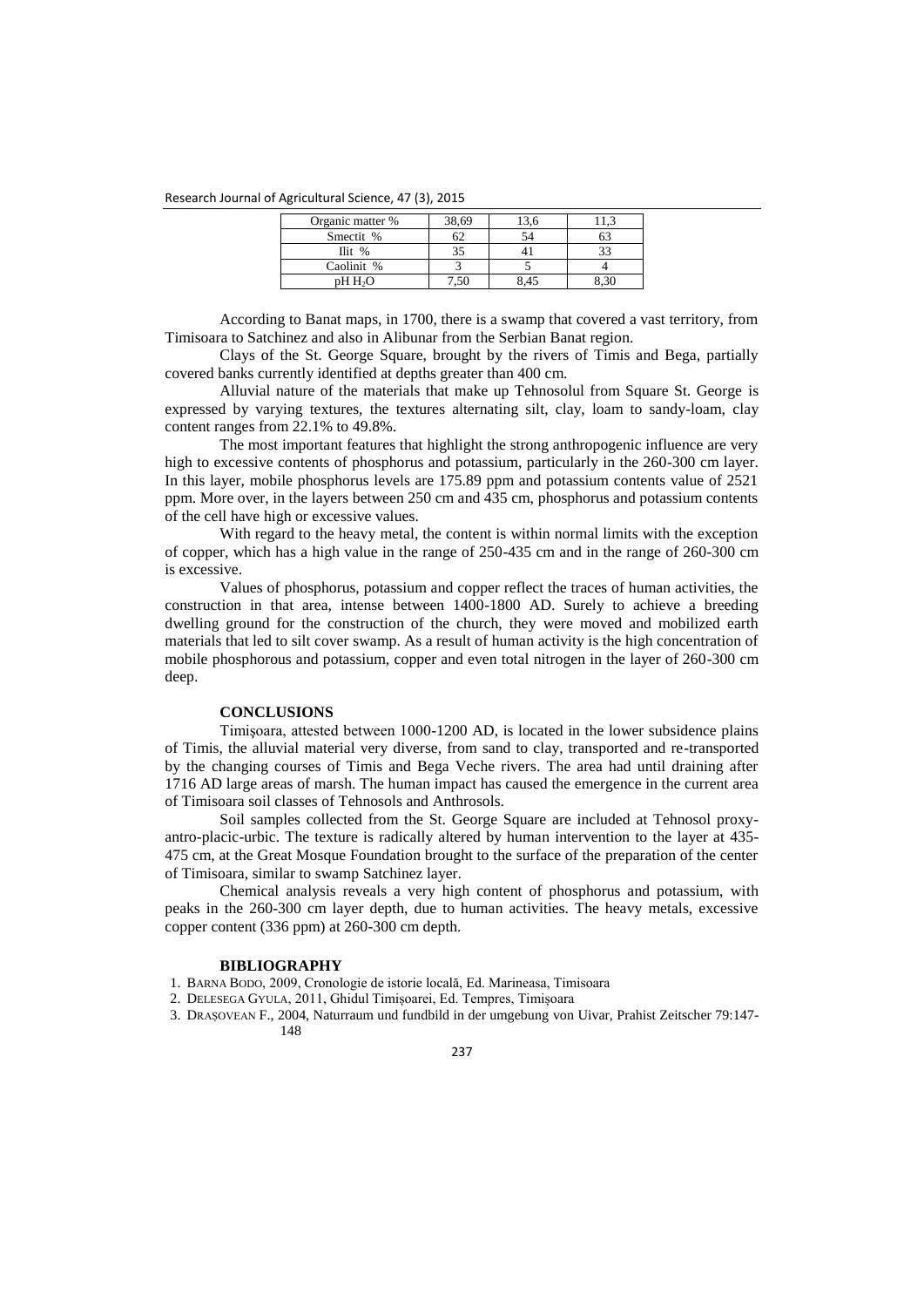| Organic matter % | 38,69 | 13,6 | 11,3 |
|---|---|---|---|
| Smectit % | 62 | 54 | 63 |
| Ilit % | 35 | 41 | 33 |
| Caolinit % | 3 | 5 | 4 |
| pH $H_2O$ | 7,50 | 8,45 | 8,30 |

According to Banat maps, in 1700, there is a swamp that covered a vast territory, from Timisoara to Satchinez and also in Alibunar from the Serbian Banat region.

Clays of the St. George Square, brought by the rivers of Timis and Bega, partially covered banks currently identified at depths greater than 400 cm.

Alluvial nature of the materials that make up Tehnosolul from Square St. George is expressed by varying textures, the textures alternating silt, clay, loam to sandy-loam, clay content ranges from 22.1% to 49.8%.

The most important features that highlight the strong anthropogenic influence are very high to excessive contents of phosphorus and potassium, particularly in the 260-300 cm layer. In this layer, mobile phosphorus levels are 175.89 ppm and potassium contents value of 2521 ppm. More over, in the layers between 250 cm and 435 cm, phosphorus and potassium contents of the cell have high or excessive values.

With regard to the heavy metal, the content is within normal limits with the exception of copper, which has a high value in the range of 250-435 cm and in the range of 260-300 cm is excessive.

Values of phosphorus, potassium and copper reflect the traces of human activities, the construction in that area, intense between 1400-1800 AD. Surely to achieve a breeding dwelling ground for the construction of the church, they were moved and mobilized earth materials that led to silt cover swamp. As a result of human activity is the high concentration of mobile phosphorous and potassium, copper and even total nitrogen in the layer of 260-300 cm deep.

## CONCLUSIONS

Timişoara, attested between 1000-1200 AD, is located in the lower subsidence plains of Timis, the alluvial material very diverse, from sand to clay, transported and re-transported by the changing courses of Timis and Bega Veche rivers. The area had until draining after 1716 AD large areas of marsh. The human impact has caused the emergence in the current area of Timisoara soil classes of Tehnosols and Anthrosols.

Soil samples collected from the St. George Square are included at Tehnosol proxy-antro-placic-urbic. The texture is radically altered by human intervention to the layer at 435-475 cm, at the Great Mosque Foundation brought to the surface of the preparation of the center of Timisoara, similar to swamp Satchinez layer.

Chemical analysis reveals a very high content of phosphorus and potassium, with peaks in the 260-300 cm layer depth, due to human activities. The heavy metals, excessive copper content (336 ppm) at 260-300 cm depth.

## BIBLIOGRAPHY

1. Barna Bodo, 2009, Cronologie de istorie locală, Ed. Marineasa, Timisoara
2. Delesega Gyula, 2011, Ghidul Timişoarei, Ed. Tempres, Timişoara
3. Draşovean F., 2004, Naturraum und fundbild in der umgebung von Uivar, Prahist Zeitscher 79:147-148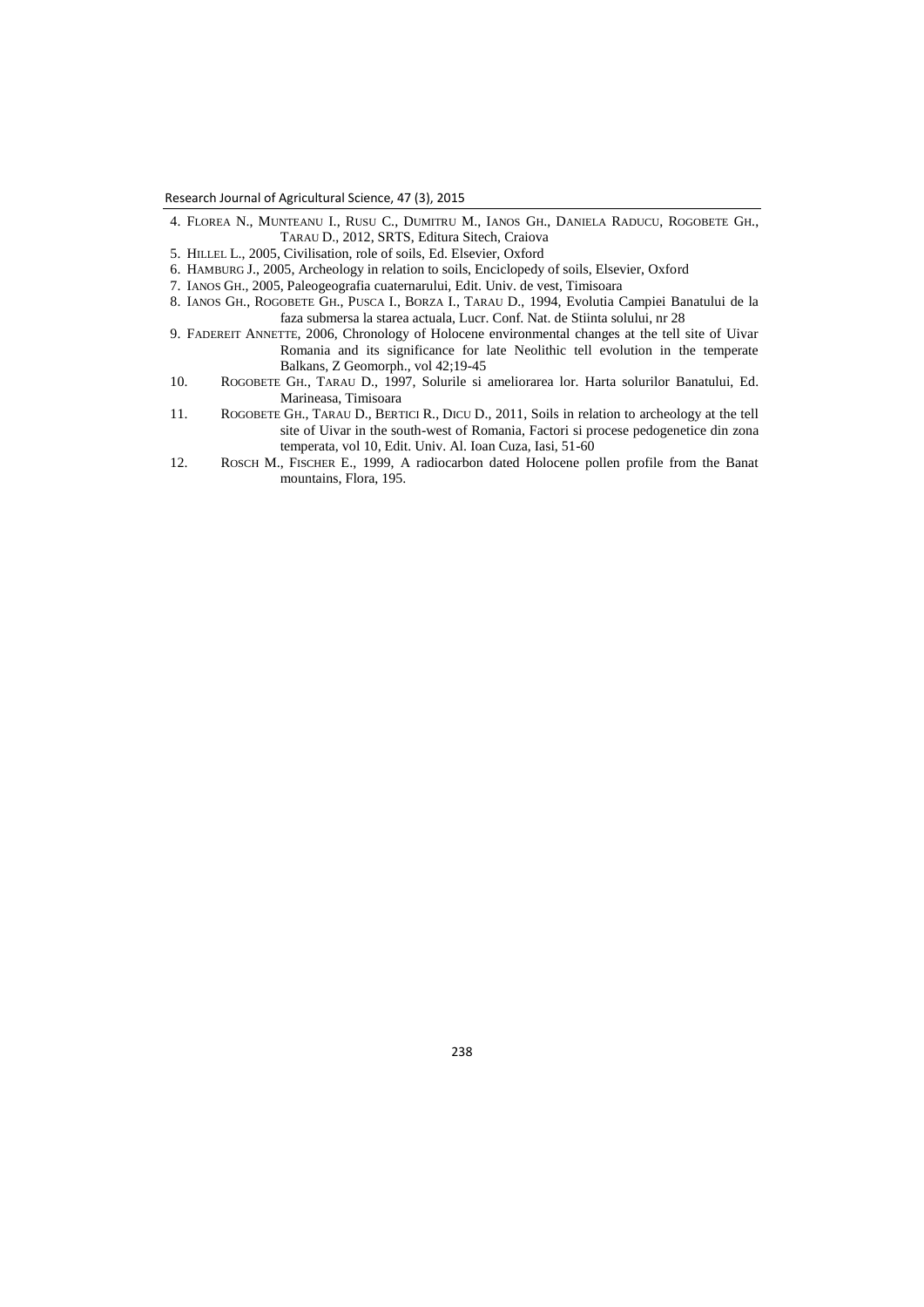4. FLOREA N., MUNTEANU I., RUSU C., DUMITRU M., IANOS GH., DANIELA RADUCU, ROGOBETE GH., TARAU D., 2012, SRTS, Editura Sitech, Craiova
5. HILLEL L., 2005, Civilisation, role of soils, Ed. Elsevier, Oxford
6. HAMBURG J., 2005, Archeology in relation to soils, Enciclopedy of soils, Elsevier, Oxford
7. IANOS GH., 2005, Paleogeografia cuaternarului, Edit. Univ. de vest, Timisoara
8. IANOS GH., ROGOBETE GH., PUSCA I., BORZA I., TARAU D., 1994, Evolutia Campiei Banatului de la faza submersa la starea actuala, Lucr. Conf. Nat. de Stiinta solului, nr 28
9. FADEREIT ANNETTE, 2006, Chronology of Holocene environmental changes at the tell site of Uivar Romania and its significance for late Neolithic tell evolution in the temperate Balkans, Z Geomorph., vol 42;19-45
10. ROGOBETE GH., TARAU D., 1997, Solurile si ameliorarea lor. Harta solurilor Banatului, Ed. Marineasa, Timisoara
11. ROGOBETE GH., TARAU D., BERTICI R., DICU D., 2011, Soils in relation to archeology at the tell site of Uivar in the south-west of Romania, Factori si procese pedogenetice din zona temperata, vol 10, Edit. Univ. Al. Ioan Cuza, Iasi, 51-60
12. ROSCH M., FISCHER E., 1999, A radiocarbon dated Holocene pollen profile from the Banat mountains, Flora, 195.